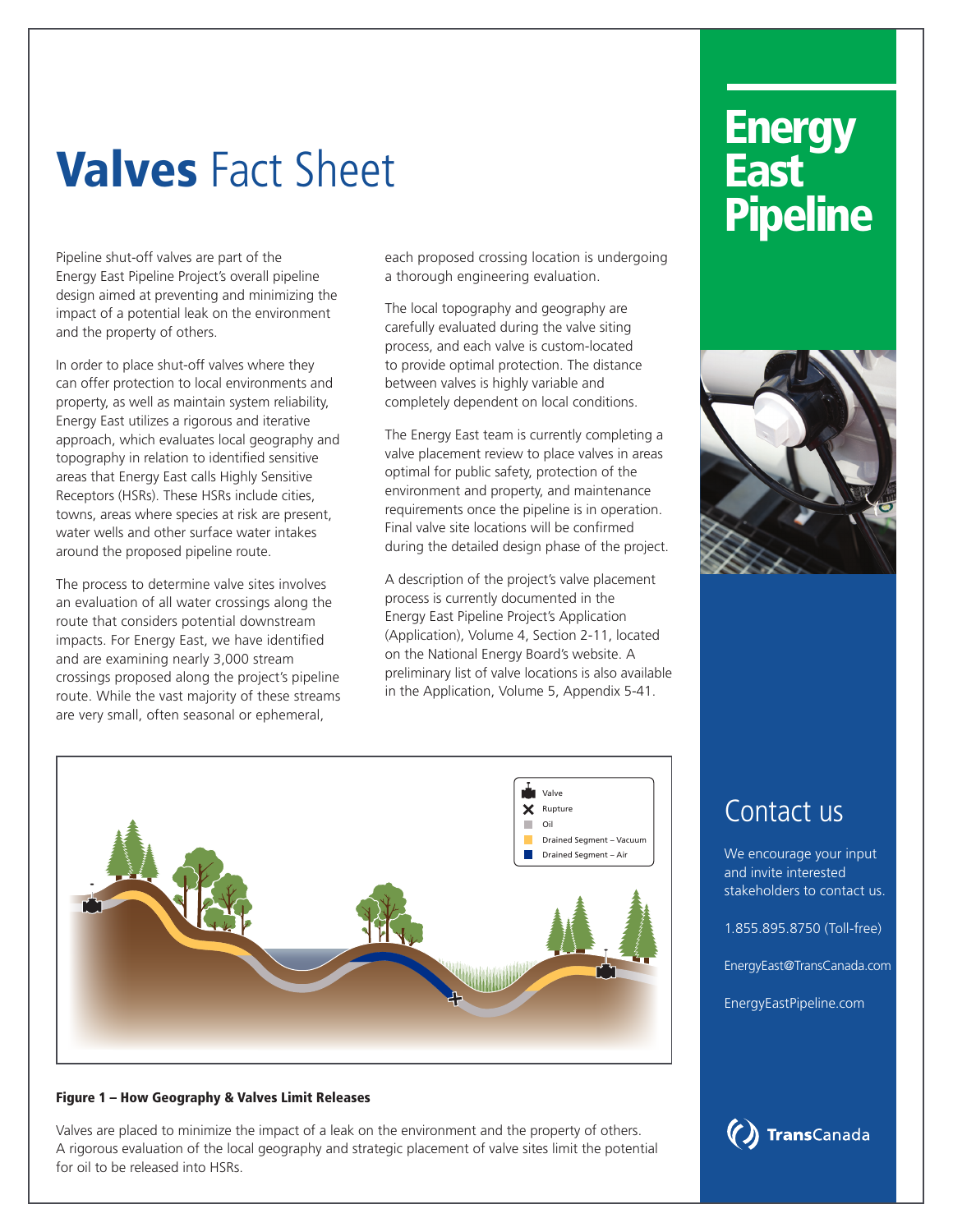# **Valves** Fact Sheet

Pipeline shut-off valves are part of the Energy East Pipeline Project's overall pipeline design aimed at preventing and minimizing the impact of a potential leak on the environment and the property of others.

In order to place shut-off valves where they can offer protection to local environments and property, as well as maintain system reliability, Energy East utilizes a rigorous and iterative approach, which evaluates local geography and topography in relation to identified sensitive areas that Energy East calls Highly Sensitive Receptors (HSRs). These HSRs include cities, towns, areas where species at risk are present, water wells and other surface water intakes around the proposed pipeline route.

The process to determine valve sites involves an evaluation of all water crossings along the route that considers potential downstream impacts. For Energy East, we have identified and are examining nearly 3,000 stream crossings proposed along the project's pipeline route. While the vast majority of these streams are very small, often seasonal or ephemeral, each proposed crossing location is undergoing a thorough engineering evaluation.

The local topography and geography are carefully evaluated during the valve siting process, and each valve is custom-located to provide optimal protection. The distance between valves is highly variable and completely dependent on local conditions.

The Energy East team is currently completing a valve placement review to place valves in areas optimal for public safety, protection of the environment and property, and maintenance requirements once the pipeline is in operation. Final valve site locations will be confirmed during the detailed design phase of the project.

A description of the project's valve placement process is currently documented in the Energy East Pipeline Project's Application (Application), Volume 4, Section 2-11, located on the National Energy Board's website. A preliminary list of valve locations is also available in the Application, Volume 5, Appendix 5-41.

Valve
Rupture
Oil
Drained Segment – Vacuum
Drained Segment – Air

**Figure 1 – How Geography & Valves Limit Releases**

Valves are placed to minimize the impact of a leak on the environment and the property of others. A rigorous evaluation of the local geography and strategic placement of valve sites limit the potential for oil to be released into HSRs.

# Energy East Pipeline

## Contact us

We encourage your input and invite interested stakeholders to contact us.

1.855.895.8750 (Toll-free)

EnergyEast@TransCanada.com

EnergyEastPipeline.com

TransCanada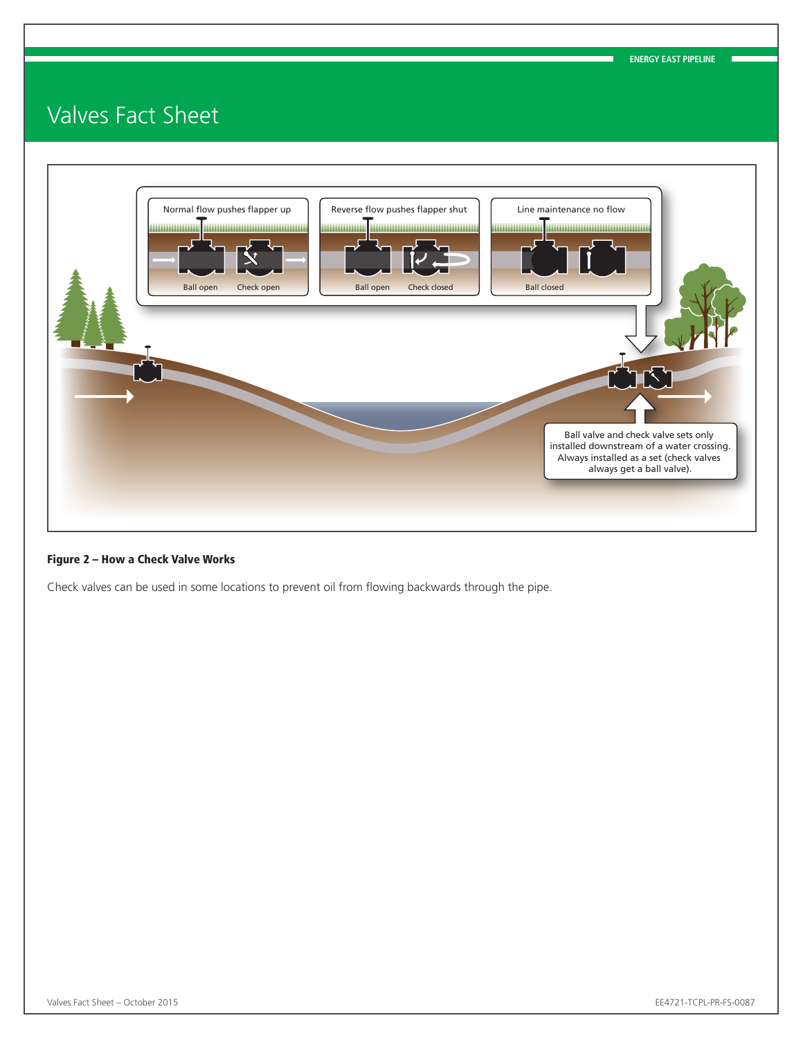# Valves Fact Sheet

Normal flow pushes flapper up

Ball open

Check open

Reverse flow pushes flapper shut

Ball open

Check closed

Line maintenance no flow

Ball closed

Ball valve and check valve sets only installed downstream of a water crossing. Always installed as a set (check valves always get a ball valve).

**Figure 2 – How a Check Valve Works**

Check valves can be used in some locations to prevent oil from flowing backwards through the pipe.